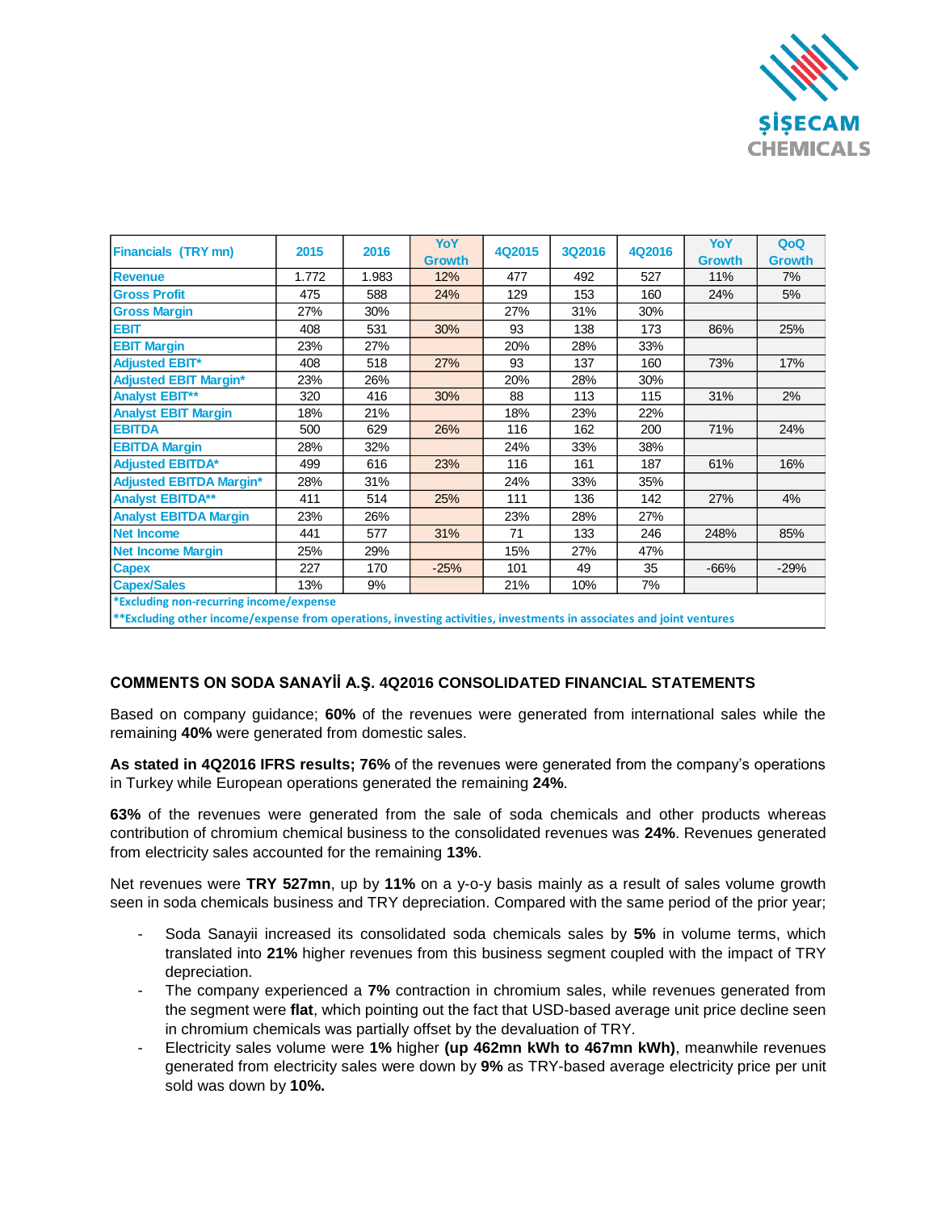| Financials (TRY mn) | 2015 | 2016 | YoY Growth | 4Q2015 | 3Q2016 | 4Q2016 | YoY Growth | QoQ Growth |
|---|---|---|---|---|---|---|---|---|
| Revenue | 1.772 | 1.983 | 12% | 477 | 492 | 527 | 11% | 7% |
| Gross Profit | 475 | 588 | 24% | 129 | 153 | 160 | 24% | 5% |
| Gross Margin | 27% | 30% | | 27% | 31% | 30% | | |
| EBIT | 408 | 531 | 30% | 93 | 138 | 173 | 86% | 25% |
| EBIT Margin | 23% | 27% | | 20% | 28% | 33% | | |
| Adjusted EBIT* | 408 | 518 | 27% | 93 | 137 | 160 | 73% | 17% |
| Adjusted EBIT Margin* | 23% | 26% | | 20% | 28% | 30% | | |
| Analyst EBIT** | 320 | 416 | 30% | 88 | 113 | 115 | 31% | 2% |
| Analyst EBIT Margin | 18% | 21% | | 18% | 23% | 22% | | |
| EBITDA | 500 | 629 | 26% | 116 | 162 | 200 | 71% | 24% |
| EBITDA Margin | 28% | 32% | | 24% | 33% | 38% | | |
| Adjusted EBITDA* | 499 | 616 | 23% | 116 | 161 | 187 | 61% | 16% |
| Adjusted EBITDA Margin* | 28% | 31% | | 24% | 33% | 35% | | |
| Analyst EBITDA** | 411 | 514 | 25% | 111 | 136 | 142 | 27% | 4% |
| Analyst EBITDA Margin | 23% | 26% | | 23% | 28% | 27% | | |
| Net Income | 441 | 577 | 31% | 71 | 133 | 246 | 248% | 85% |
| Net Income Margin | 25% | 29% | | 15% | 27% | 47% | | |
| Capex | 227 | 170 | -25% | 101 | 49 | 35 | -66% | -29% |
| Capex/Sales | 13% | 9% | | 21% | 10% | 7% | | |

*Excluding non-recurring income/expense

**Excluding other income/expense from operations, investing activities, investments in associates and joint ventures

## COMMENTS ON SODA SANAYİİ A.Ş. 4Q2016 CONSOLIDATED FINANCIAL STATEMENTS

Based on company guidance; **60%** of the revenues were generated from international sales while the remaining **40%** were generated from domestic sales.

**As stated in 4Q2016 IFRS results; 76%** of the revenues were generated from the company's operations in Turkey while European operations generated the remaining **24%**.

**63%** of the revenues were generated from the sale of soda chemicals and other products whereas contribution of chromium chemical business to the consolidated revenues was **24%**. Revenues generated from electricity sales accounted for the remaining **13%**.

Net revenues were **TRY 527mn**, up by **11%** on a y-o-y basis mainly as a result of sales volume growth seen in soda chemicals business and TRY depreciation. Compared with the same period of the prior year;

- Soda Sanayii increased its consolidated soda chemicals sales by **5%** in volume terms, which translated into **21%** higher revenues from this business segment coupled with the impact of TRY depreciation.
- The company experienced a **7%** contraction in chromium sales, while revenues generated from the segment were **flat**, which pointing out the fact that USD-based average unit price decline seen in chromium chemicals was partially offset by the devaluation of TRY.
- Electricity sales volume were **1%** higher **(up 462mn kWh to 467mn kWh)**, meanwhile revenues generated from electricity sales were down by **9%** as TRY-based average electricity price per unit sold was down by **10%.**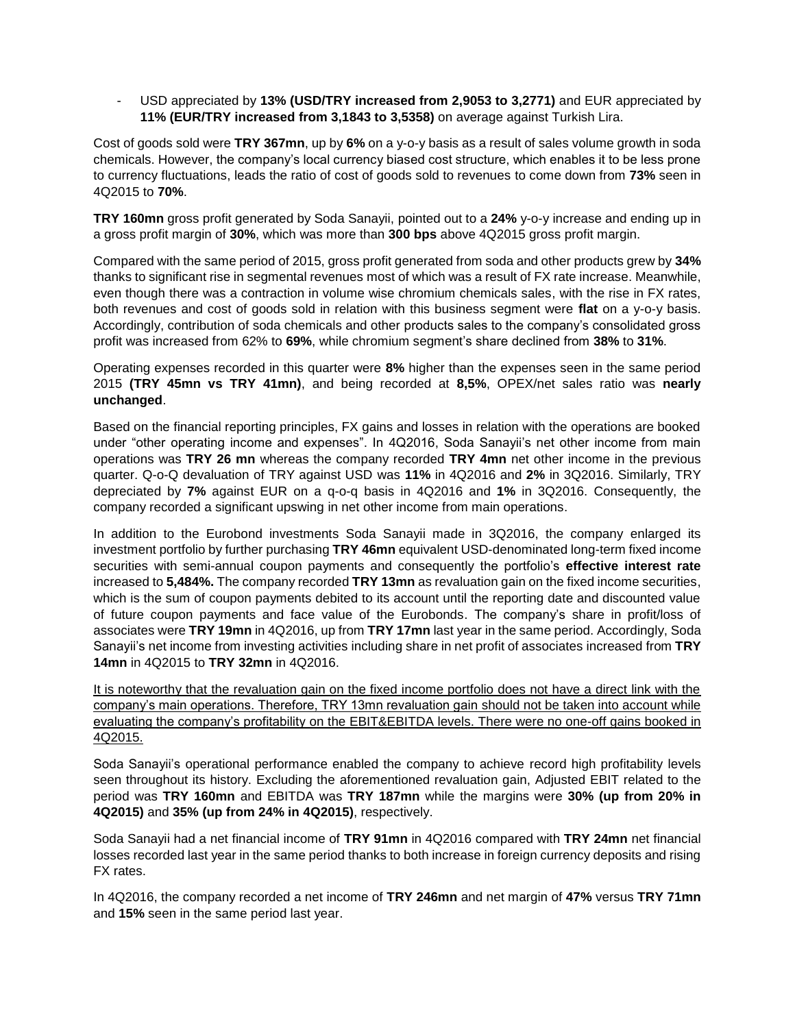- USD appreciated by **13% (USD/TRY increased from 2,9053 to 3,2771)** and EUR appreciated by **11% (EUR/TRY increased from 3,1843 to 3,5358)** on average against Turkish Lira.

Cost of goods sold were **TRY 367mn**, up by **6%** on a y-o-y basis as a result of sales volume growth in soda chemicals. However, the company's local currency biased cost structure, which enables it to be less prone to currency fluctuations, leads the ratio of cost of goods sold to revenues to come down from **73%** seen in 4Q2015 to **70%**.

**TRY 160mn** gross profit generated by Soda Sanayii, pointed out to a **24%** y-o-y increase and ending up in a gross profit margin of **30%**, which was more than **300 bps** above 4Q2015 gross profit margin.

Compared with the same period of 2015, gross profit generated from soda and other products grew by **34%** thanks to significant rise in segmental revenues most of which was a result of FX rate increase. Meanwhile, even though there was a contraction in volume wise chromium chemicals sales, with the rise in FX rates, both revenues and cost of goods sold in relation with this business segment were **flat** on a y-o-y basis. Accordingly, contribution of soda chemicals and other products sales to the company's consolidated gross profit was increased from 62% to **69%**, while chromium segment's share declined from **38%** to **31%**.

Operating expenses recorded in this quarter were **8%** higher than the expenses seen in the same period 2015 **(TRY 45mn vs TRY 41mn)**, and being recorded at **8,5%**, OPEX/net sales ratio was **nearly unchanged**.

Based on the financial reporting principles, FX gains and losses in relation with the operations are booked under "other operating income and expenses". In 4Q2016, Soda Sanayii's net other income from main operations was **TRY 26 mn** whereas the company recorded **TRY 4mn** net other income in the previous quarter. Q-o-Q devaluation of TRY against USD was **11%** in 4Q2016 and **2%** in 3Q2016. Similarly, TRY depreciated by **7%** against EUR on a q-o-q basis in 4Q2016 and **1%** in 3Q2016. Consequently, the company recorded a significant upswing in net other income from main operations.

In addition to the Eurobond investments Soda Sanayii made in 3Q2016, the company enlarged its investment portfolio by further purchasing **TRY 46mn** equivalent USD-denominated long-term fixed income securities with semi-annual coupon payments and consequently the portfolio's **effective interest rate** increased to **5,484%.** The company recorded **TRY 13mn** as revaluation gain on the fixed income securities, which is the sum of coupon payments debited to its account until the reporting date and discounted value of future coupon payments and face value of the Eurobonds. The company's share in profit/loss of associates were **TRY 19mn** in 4Q2016, up from **TRY 17mn** last year in the same period. Accordingly, Soda Sanayii's net income from investing activities including share in net profit of associates increased from **TRY 14mn** in 4Q2015 to **TRY 32mn** in 4Q2016.

<u>It is noteworthy that the revaluation gain on the fixed income portfolio does not have a direct link with the company's main operations. Therefore, TRY 13mn revaluation gain should not be taken into account while evaluating the company's profitability on the EBIT&EBITDA levels. There were no one-off gains booked in 4Q2015.</u>

Soda Sanayii's operational performance enabled the company to achieve record high profitability levels seen throughout its history. Excluding the aforementioned revaluation gain, Adjusted EBIT related to the period was **TRY 160mn** and EBITDA was **TRY 187mn** while the margins were **30% (up from 20% in 4Q2015)** and **35% (up from 24% in 4Q2015)**, respectively.

Soda Sanayii had a net financial income of **TRY 91mn** in 4Q2016 compared with **TRY 24mn** net financial losses recorded last year in the same period thanks to both increase in foreign currency deposits and rising FX rates.

In 4Q2016, the company recorded a net income of **TRY 246mn** and net margin of **47%** versus **TRY 71mn** and **15%** seen in the same period last year.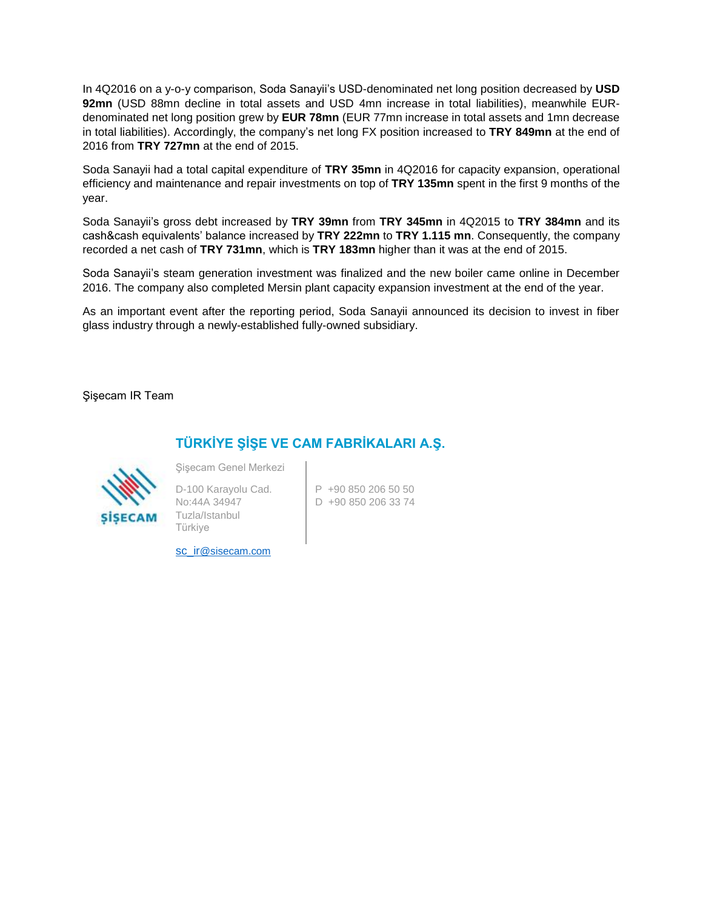In 4Q2016 on a y-o-y comparison, Soda Sanayii's USD-denominated net long position decreased by **USD 92mn** (USD 88mn decline in total assets and USD 4mn increase in total liabilities), meanwhile EUR-denominated net long position grew by **EUR 78mn** (EUR 77mn increase in total assets and 1mn decrease in total liabilities). Accordingly, the company's net long FX position increased to **TRY 849mn** at the end of 2016 from **TRY 727mn** at the end of 2015.

Soda Sanayii had a total capital expenditure of **TRY 35mn** in 4Q2016 for capacity expansion, operational efficiency and maintenance and repair investments on top of **TRY 135mn** spent in the first 9 months of the year.

Soda Sanayii's gross debt increased by **TRY 39mn** from **TRY 345mn** in 4Q2015 to **TRY 384mn** and its cash&cash equivalents' balance increased by **TRY 222mn** to **TRY 1.115 mn**. Consequently, the company recorded a net cash of **TRY 731mn**, which is **TRY 183mn** higher than it was at the end of 2015.

Soda Sanayii's steam generation investment was finalized and the new boiler came online in December 2016. The company also completed Mersin plant capacity expansion investment at the end of the year.

As an important event after the reporting period, Soda Sanayii announced its decision to invest in fiber glass industry through a newly-established fully-owned subsidiary.

Şişecam IR Team

**TÜRKİYE ŞİŞE VE CAM FABRİKALARI A.Ş.**

ŞİŞECAM

Şişecam Genel Merkezi

D-100 Karayolu Cad.
No:44A 34947
Tuzla/Istanbul
Türkiye

P +90 850 206 50 50
D +90 850 206 33 74

sc_ir@sisecam.com